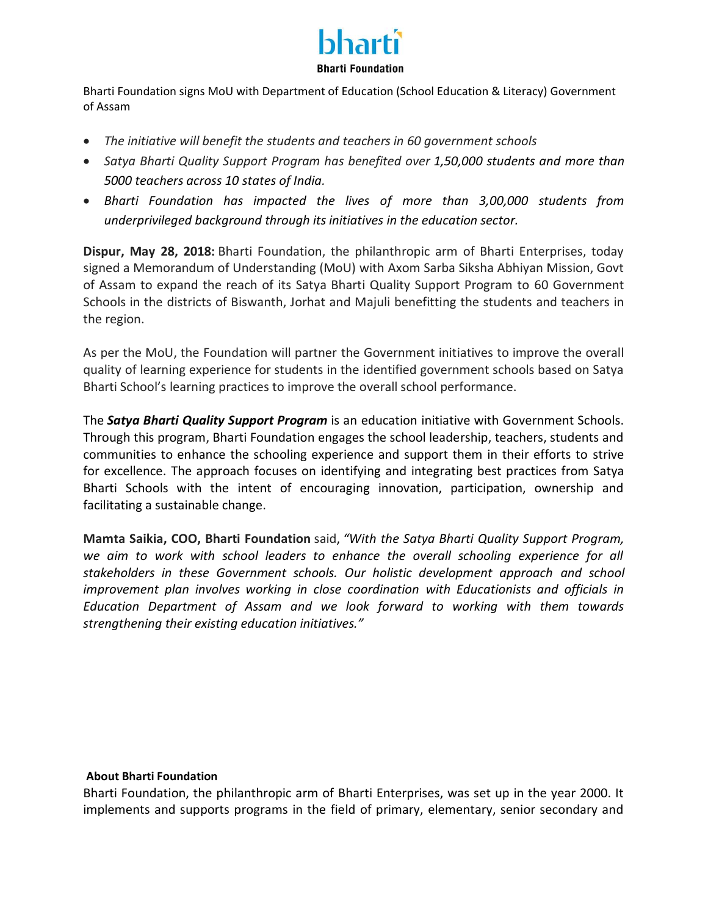# bharti
**Bharti Foundation**

Bharti Foundation signs MoU with Department of Education (School Education & Literacy) Government of Assam

- *The initiative will benefit the students and teachers in 60 government schools*
- *Satya Bharti Quality Support Program has benefited over 1,50,000 students and more than 5000 teachers across 10 states of India.*
- *Bharti Foundation has impacted the lives of more than 3,00,000 students from underprivileged background through its initiatives in the education sector.*

**Dispur, May 28, 2018:** Bharti Foundation, the philanthropic arm of Bharti Enterprises, today signed a Memorandum of Understanding (MoU) with Axom Sarba Siksha Abhiyan Mission, Govt of Assam to expand the reach of its Satya Bharti Quality Support Program to 60 Government Schools in the districts of Biswanth, Jorhat and Majuli benefitting the students and teachers in the region.

As per the MoU, the Foundation will partner the Government initiatives to improve the overall quality of learning experience for students in the identified government schools based on Satya Bharti School's learning practices to improve the overall school performance.

The ***Satya Bharti Quality Support Program*** is an education initiative with Government Schools. Through this program, Bharti Foundation engages the school leadership, teachers, students and communities to enhance the schooling experience and support them in their efforts to strive for excellence. The approach focuses on identifying and integrating best practices from Satya Bharti Schools with the intent of encouraging innovation, participation, ownership and facilitating a sustainable change.

**Mamta Saikia, COO, Bharti Foundation** said, *"With the Satya Bharti Quality Support Program, we aim to work with school leaders to enhance the overall schooling experience for all stakeholders in these Government schools. Our holistic development approach and school improvement plan involves working in close coordination with Educationists and officials in Education Department of Assam and we look forward to working with them towards strengthening their existing education initiatives."*

**About Bharti Foundation**

Bharti Foundation, the philanthropic arm of Bharti Enterprises, was set up in the year 2000. It implements and supports programs in the field of primary, elementary, senior secondary and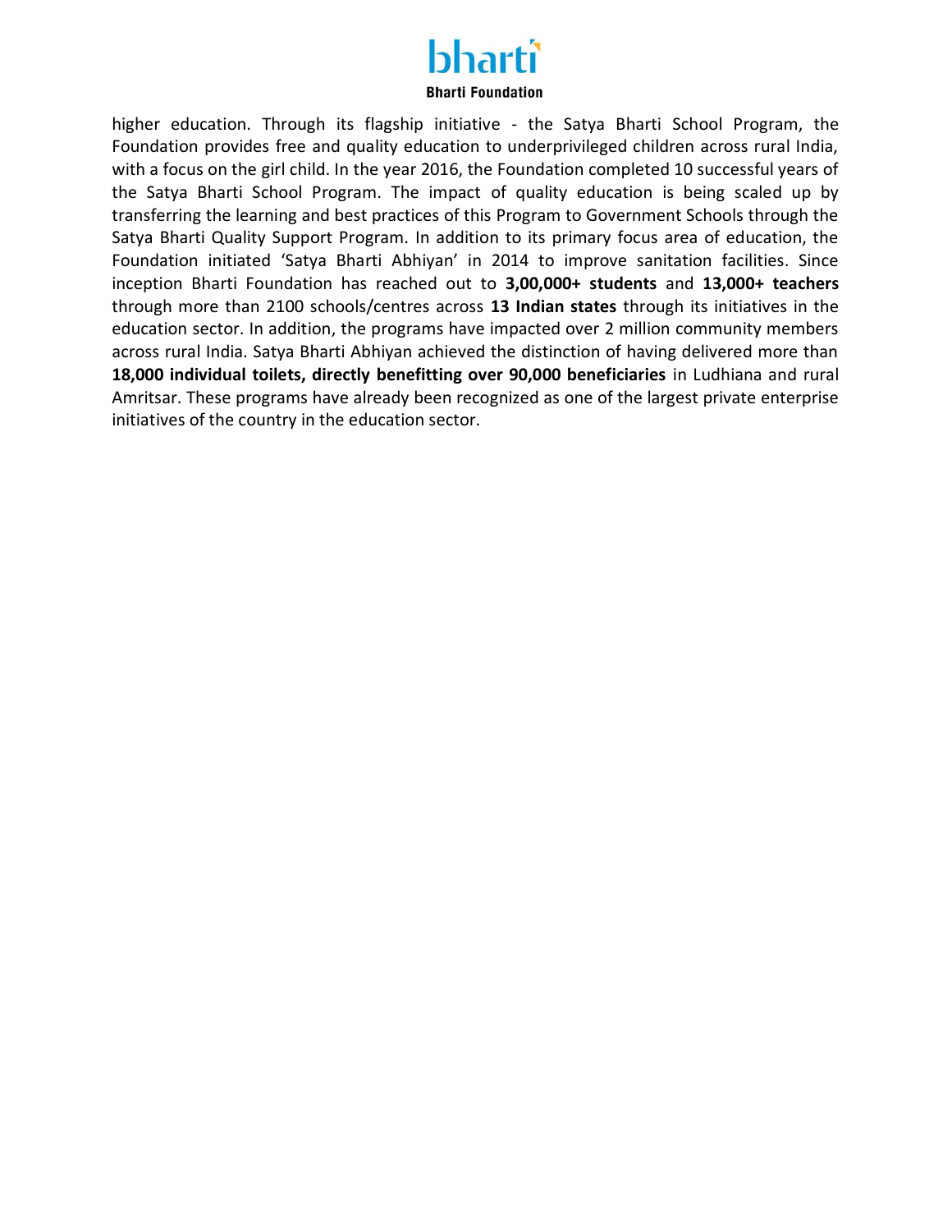higher education. Through its flagship initiative - the Satya Bharti School Program, the Foundation provides free and quality education to underprivileged children across rural India, with a focus on the girl child. In the year 2016, the Foundation completed 10 successful years of the Satya Bharti School Program. The impact of quality education is being scaled up by transferring the learning and best practices of this Program to Government Schools through the Satya Bharti Quality Support Program. In addition to its primary focus area of education, the Foundation initiated 'Satya Bharti Abhiyan' in 2014 to improve sanitation facilities. Since inception Bharti Foundation has reached out to **3,00,000+ students** and **13,000+ teachers** through more than 2100 schools/centres across **13 Indian states** through its initiatives in the education sector. In addition, the programs have impacted over 2 million community members across rural India. Satya Bharti Abhiyan achieved the distinction of having delivered more than **18,000 individual toilets, directly benefitting over 90,000 beneficiaries** in Ludhiana and rural Amritsar. These programs have already been recognized as one of the largest private enterprise initiatives of the country in the education sector.